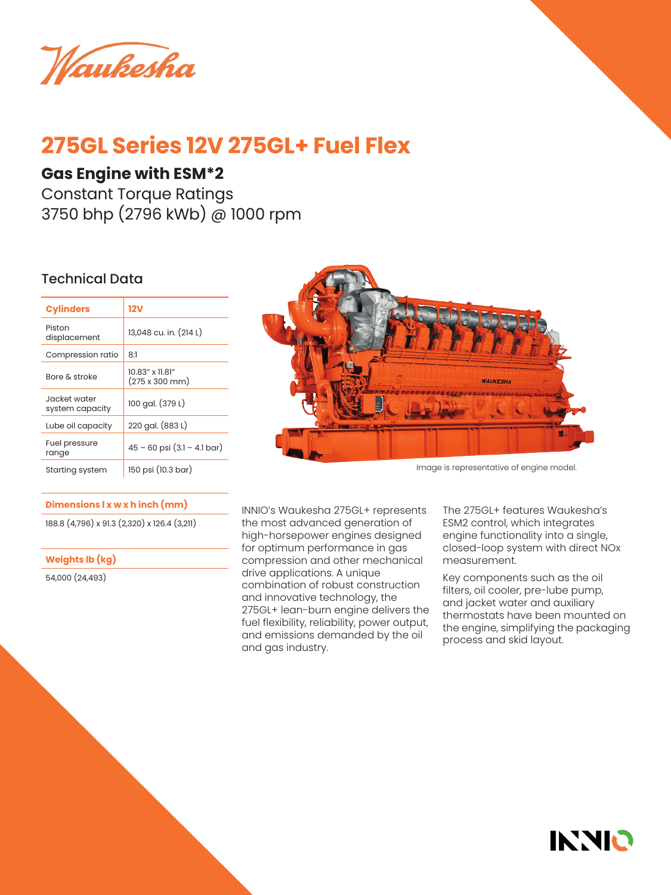Waukesha

# 275GL Series 12V 275GL+ Fuel Flex

## Gas Engine with ESM*2

Constant Torque Ratings
3750 bhp (2796 kWb) @ 1000 rpm

### Technical Data

| Cylinders | 12V |
|---|---|
| Piston displacement | 13,048 cu. in. (214 L) |
| Compression ratio | 8:1 |
| Bore & stroke | 10.83" x 11.81" (275 x 300 mm) |
| Jacket water system capacity | 100 gal. (379 L) |
| Lube oil capacity | 220 gal. (883 L) |
| Fuel pressure range | 45 – 60 psi (3.1 – 4.1 bar) |
| Starting system | 150 psi (10.3 bar) |

Image is representative of engine model.

| Dimensions l x w x h inch (mm) |
|---|
| 188.8 (4,796) x 91.3 (2,320) x 126.4 (3,211) |

| Weights lb (kg) |
|---|
| 54,000 (24,493) |

INNIO's Waukesha 275GL+ represents the most advanced generation of high-horsepower engines designed for optimum performance in gas compression and other mechanical drive applications. A unique combination of robust construction and innovative technology, the 275GL+ lean-burn engine delivers the fuel flexibility, reliability, power output, and emissions demanded by the oil and gas industry.

The 275GL+ features Waukesha's ESM2 control, which integrates engine functionality into a single, closed-loop system with direct NOx measurement.

Key components such as the oil filters, oil cooler, pre-lube pump, and jacket water and auxiliary thermostats have been mounted on the engine, simplifying the packaging process and skid layout.

INNIO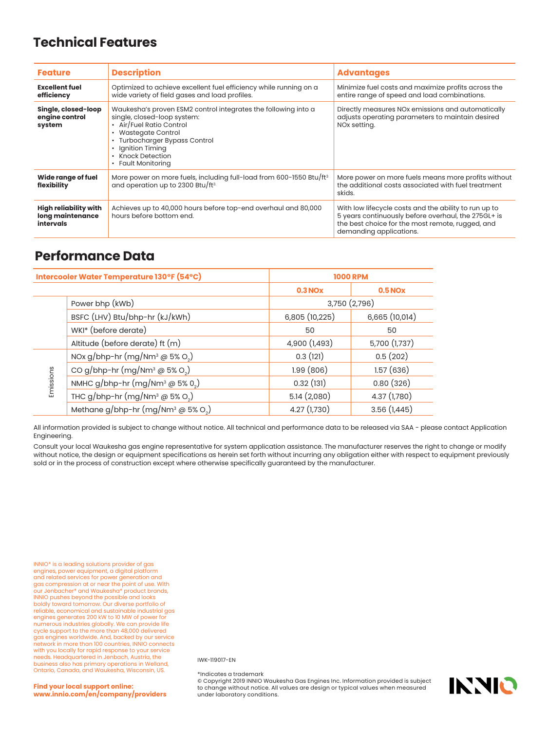## Technical Features

| Feature | Description | Advantages |
|---|---|---|
| **Excellent fuel efficiency** | Optimized to achieve excellent fuel efficiency while running on a wide variety of field gases and load profiles. | Minimize fuel costs and maximize profits across the entire range of speed and load combinations. |
| **Single, closed-loop engine control system** | Waukesha's proven ESM2 control integrates the following into a single, closed-loop system:<br>• Air/Fuel Ratio Control<br>• Wastegate Control<br>• Turbocharger Bypass Control<br>• Ignition Timing<br>• Knock Detection<br>• Fault Monitoring | Directly measures NOx emissions and automatically adjusts operating parameters to maintain desired NOx setting. |
| **Wide range of fuel flexibility** | More power on more fuels, including full-load from 600-1550 Btu/ft³ and operation up to 2300 Btu/ft³ | More power on more fuels means more profits without the additional costs associated with fuel treatment skids. |
| **High reliability with long maintenance intervals** | Achieves up to 40,000 hours before top-end overhaul and 80,000 hours before bottom end. | With low lifecycle costs and the ability to run up to 5 years continuously before overhaul, the 275GL+ is the best choice for the most remote, rugged, and demanding applications. |

## Performance Data

| Intercooler Water Temperature 130°F (54°C) | | 1000 RPM | |
|---|---|---|---|
| | | **0.3 NOx** | **0.5 NOx** |
| | Power bhp (kWb) | 3,750 (2,796) | |
| | BSFC (LHV) Btu/bhp-hr (kJ/kWh) | 6,805 (10,225) | 6,665 (10,014) |
| | WKI* (before derate) | 50 | 50 |
| | Altitude (before derate) ft (m) | 4,900 (1,493) | 5,700 (1,737) |
| Emissions | NOx g/bhp-hr (mg/Nm³ @ 5% $O_2$) | 0.3 (121) | 0.5 (202) |
| | CO g/bhp-hr (mg/Nm³ @ 5% $O_2$) | 1.99 (806) | 1.57 (636) |
| | NMHC g/bhp-hr (mg/Nm³ @ 5% $0_2$) | 0.32 (131) | 0.80 (326) |
| | THC g/bhp-hr (mg/Nm³ @ 5% $O_2$) | 5.14 (2,080) | 4.37 (1,780) |
| | Methane g/bhp-hr (mg/Nm³ @ 5% $O_2$) | 4.27 (1,730) | 3.56 (1,445) |

All information provided is subject to change without notice. All technical and performance data to be released via SAA - please contact Application Engineering.

Consult your local Waukesha gas engine representative for system application assistance. The manufacturer reserves the right to change or modify without notice, the design or equipment specifications as herein set forth without incurring any obligation either with respect to equipment previously sold or in the process of construction except where otherwise specifically guaranteed by the manufacturer.

INNIO* is a leading solutions provider of gas engines, power equipment, a digital platform and related services for power generation and gas compression at or near the point of use. With our Jenbacher* and Waukesha* product brands, INNIO pushes beyond the possible and looks boldly toward tomorrow. Our diverse portfolio of reliable, economical and sustainable industrial gas engines generates 200 kW to 10 MW of power for numerous industries globally. We can provide life cycle support to the more than 48,000 delivered gas engines worldwide. And, backed by our service network in more than 100 countries, INNIO connects with you locally for rapid response to your service needs. Headquartered in Jenbach, Austria, the business also has primary operations in Welland, Ontario, Canada, and Waukesha, Wisconsin, US.

**Find your local support online:**
**www.innio.com/en/company/providers**

IWK-119017-EN

*Indicates a trademark
© Copyright 2019 INNIO Waukesha Gas Engines Inc. Information provided is subject to change without notice. All values are design or typical values when measured under laboratory conditions.

INNIO